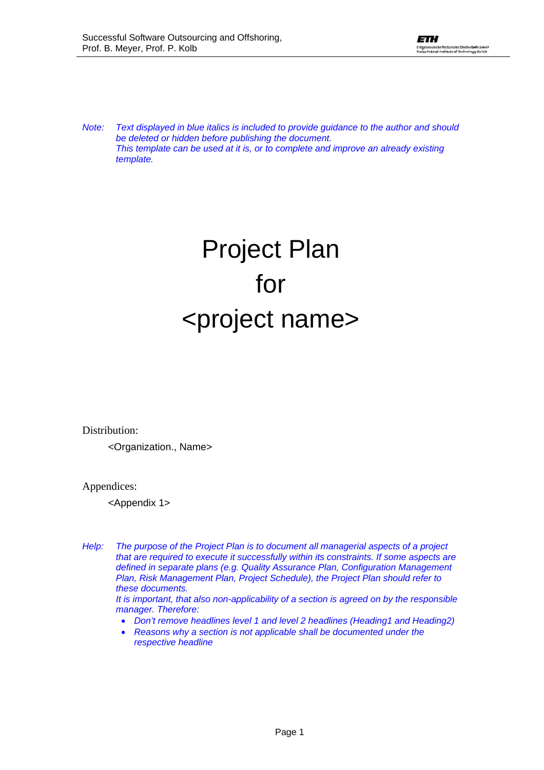*Note: Text displayed in blue italics is included to provide guidance to the author and should be deleted or hidden before publishing the document.*
*This template can be used at it is, or to complete and improve an already existing template.*

# Project Plan
# for
# <project name>

Distribution:

<Organization., Name>

Appendices:

<Appendix 1>

*Help: The purpose of the Project Plan is to document all managerial aspects of a project that are required to execute it successfully within its constraints. If some aspects are defined in separate plans (e.g. Quality Assurance Plan, Configuration Management Plan, Risk Management Plan, Project Schedule), the Project Plan should refer to these documents.*
*It is important, that also non-applicability of a section is agreed on by the responsible manager. Therefore:*

- *Don't remove headlines level 1 and level 2 headlines (Heading1 and Heading2)*
- *Reasons why a section is not applicable shall be documented under the respective headline*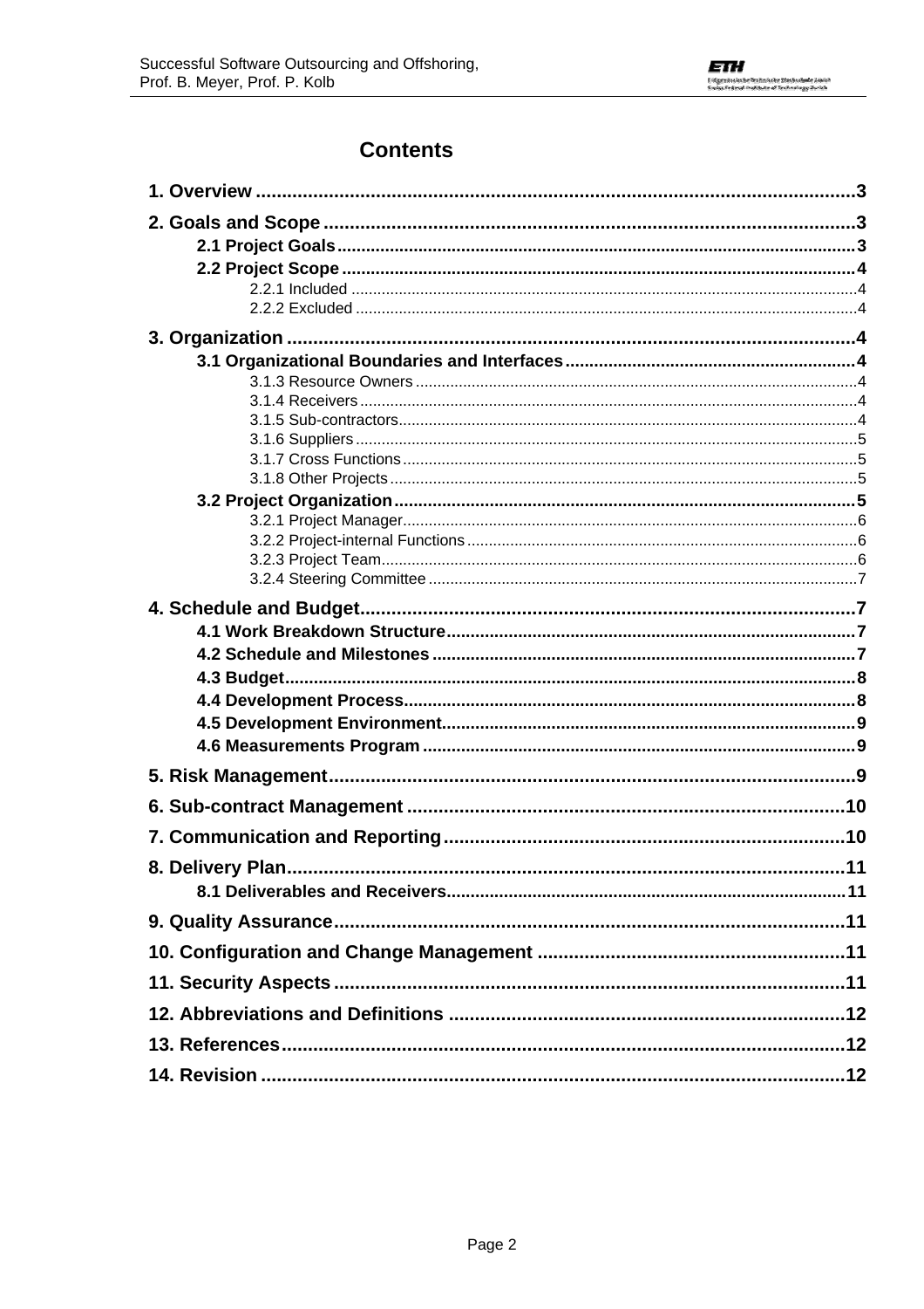# Contents

**1. Overview** ... 3

**2. Goals and Scope** ... 3

- **2.1 Project Goals** ... 3
- **2.2 Project Scope** ... 4
  - 2.2.1 Included ... 4
  - 2.2.2 Excluded ... 4

**3. Organization** ... 4

- **3.1 Organizational Boundaries and Interfaces** ... 4
  - 3.1.3 Resource Owners ... 4
  - 3.1.4 Receivers ... 4
  - 3.1.5 Sub-contractors ... 4
  - 3.1.6 Suppliers ... 5
  - 3.1.7 Cross Functions ... 5
  - 3.1.8 Other Projects ... 5
- **3.2 Project Organization** ... 5
  - 3.2.1 Project Manager ... 6
  - 3.2.2 Project-internal Functions ... 6
  - 3.2.3 Project Team ... 6
  - 3.2.4 Steering Committee ... 7

**4. Schedule and Budget** ... 7

- **4.1 Work Breakdown Structure** ... 7
- **4.2 Schedule and Milestones** ... 7
- **4.3 Budget** ... 8
- **4.4 Development Process** ... 8
- **4.5 Development Environment** ... 9
- **4.6 Measurements Program** ... 9

**5. Risk Management** ... 9

**6. Sub-contract Management** ... 10

**7. Communication and Reporting** ... 10

**8. Delivery Plan** ... 11

- **8.1 Deliverables and Receivers** ... 11

**9. Quality Assurance** ... 11

**10. Configuration and Change Management** ... 11

**11. Security Aspects** ... 11

**12. Abbreviations and Definitions** ... 12

**13. References** ... 12

**14. Revision** ... 12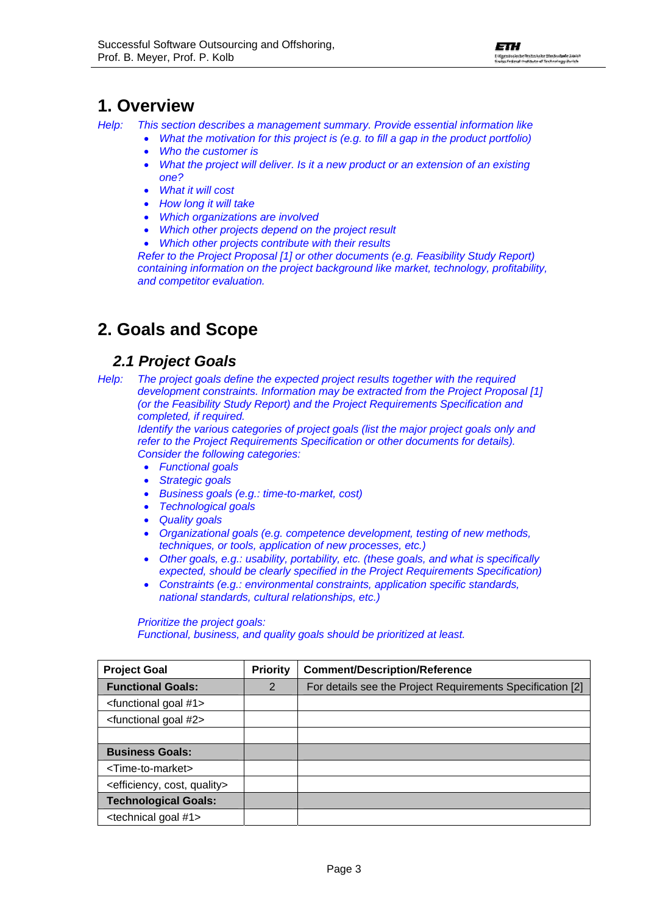# 1. Overview

*Help: This section describes a management summary. Provide essential information like*

- *What the motivation for this project is (e.g. to fill a gap in the product portfolio)*
- *Who the customer is*
- *What the project will deliver. Is it a new product or an extension of an existing one?*
- *What it will cost*
- *How long it will take*
- *Which organizations are involved*
- *Which other projects depend on the project result*
- *Which other projects contribute with their results*

*Refer to the Project Proposal [1] or other documents (e.g. Feasibility Study Report) containing information on the project background like market, technology, profitability, and competitor evaluation.*

# 2. Goals and Scope

## 2.1 Project Goals

*Help: The project goals define the expected project results together with the required development constraints. Information may be extracted from the Project Proposal [1] (or the Feasibility Study Report) and the Project Requirements Specification and completed, if required.*

*Identify the various categories of project goals (list the major project goals only and refer to the Project Requirements Specification or other documents for details). Consider the following categories:*

- *Functional goals*
- *Strategic goals*
- *Business goals (e.g.: time-to-market, cost)*
- *Technological goals*
- *Quality goals*
- *Organizational goals (e.g. competence development, testing of new methods, techniques, or tools, application of new processes, etc.)*
- *Other goals, e.g.: usability, portability, etc. (these goals, and what is specifically expected, should be clearly specified in the Project Requirements Specification)*
- *Constraints (e.g.: environmental constraints, application specific standards, national standards, cultural relationships, etc.)*

*Prioritize the project goals:*
*Functional, business, and quality goals should be prioritized at least.*

| Project Goal | Priority | Comment/Description/Reference |
|---|---|---|
| **Functional Goals:** | 2 | For details see the Project Requirements Specification [2] |
| <functional goal #1> | | |
| <functional goal #2> | | |
| | | |
| **Business Goals:** | | |
| <Time-to-market> | | |
| <efficiency, cost, quality> | | |
| **Technological Goals:** | | |
| <technical goal #1> | | |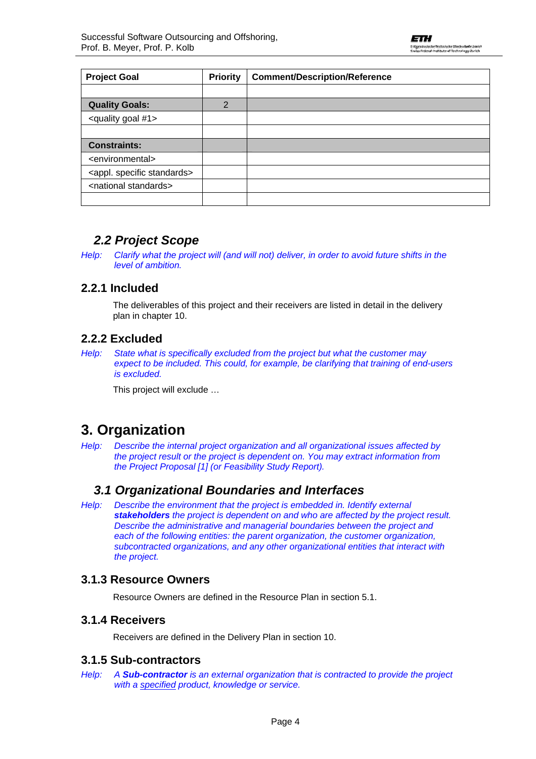| Project Goal | Priority | Comment/Description/Reference |
|---|---|---|
| | | |
| **Quality Goals:** | 2 | |
| <quality goal #1> | | |
| | | |
| **Constraints:** | | |
| <environmental> | | |
| <appl. specific standards> | | |
| <national standards> | | |
| | | |

## *2.2 Project Scope*

*Help: Clarify what the project will (and will not) deliver, in order to avoid future shifts in the level of ambition.*

### 2.2.1 Included

The deliverables of this project and their receivers are listed in detail in the delivery plan in chapter 10.

### 2.2.2 Excluded

*Help: State what is specifically excluded from the project but what the customer may expect to be included. This could, for example, be clarifying that training of end-users is excluded.*

This project will exclude …

# 3. Organization

*Help: Describe the internal project organization and all organizational issues affected by the project result or the project is dependent on. You may extract information from the Project Proposal [1] (or Feasibility Study Report).*

## *3.1 Organizational Boundaries and Interfaces*

*Help: Describe the environment that the project is embedded in. Identify external **stakeholders** the project is dependent on and who are affected by the project result. Describe the administrative and managerial boundaries between the project and each of the following entities: the parent organization, the customer organization, subcontracted organizations, and any other organizational entities that interact with the project.*

### 3.1.3 Resource Owners

Resource Owners are defined in the Resource Plan in section 5.1.

### 3.1.4 Receivers

Receivers are defined in the Delivery Plan in section 10.

### 3.1.5 Sub-contractors

*Help: A **Sub-contractor** is an external organization that is contracted to provide the project with a specified product, knowledge or service.*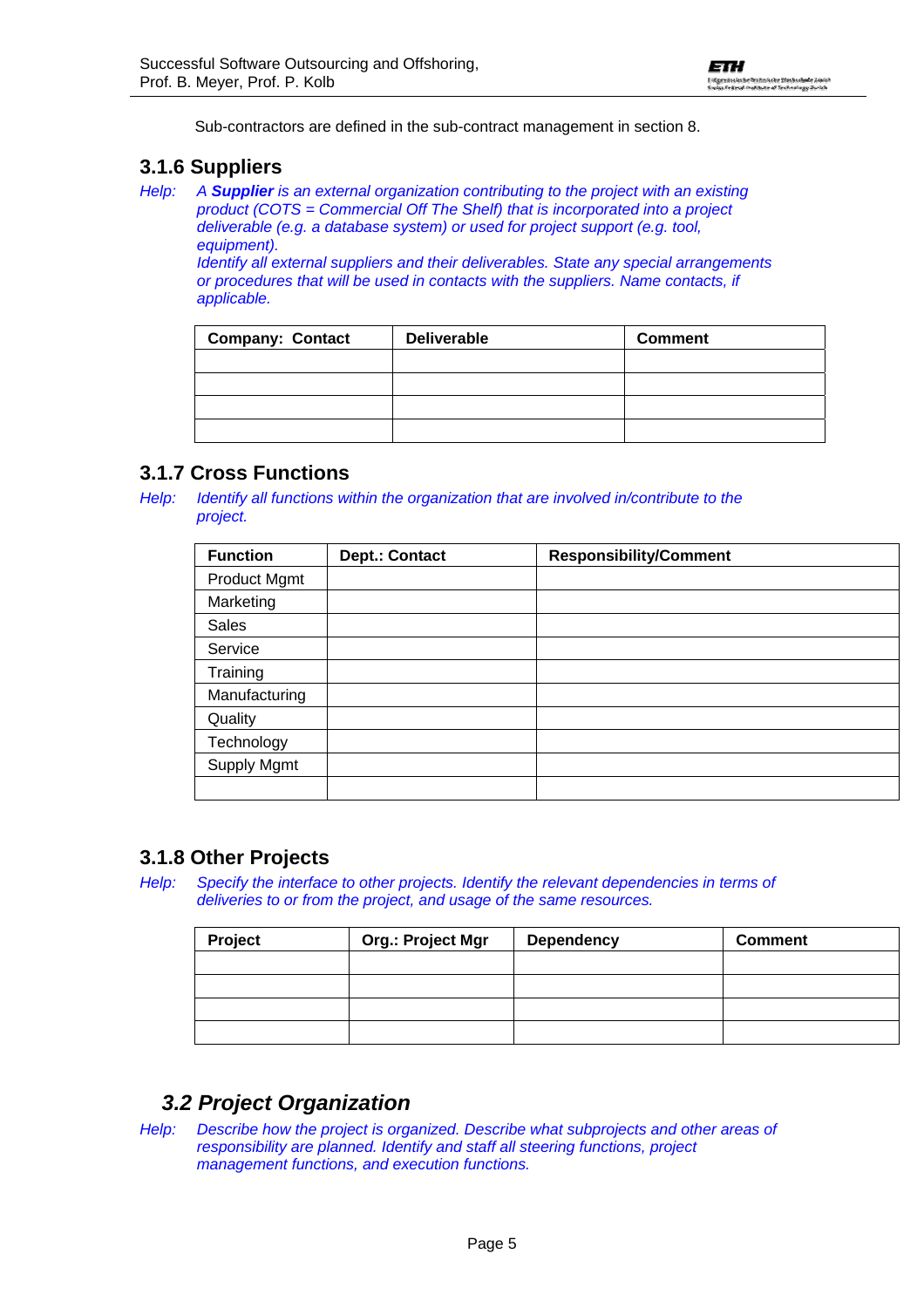Sub-contractors are defined in the sub-contract management in section 8.

### 3.1.6 Suppliers

*Help:* *A **Supplier** is an external organization contributing to the project with an existing product (COTS = Commercial Off The Shelf) that is incorporated into a project deliverable (e.g. a database system) or used for project support (e.g. tool, equipment).*
*Identify all external suppliers and their deliverables. State any special arrangements or procedures that will be used in contacts with the suppliers. Name contacts, if applicable.*

| Company: Contact | Deliverable | Comment |
|---|---|---|
| | | |
| | | |
| | | |
| | | |

### 3.1.7 Cross Functions

*Help:* *Identify all functions within the organization that are involved in/contribute to the project.*

| Function | Dept.: Contact | Responsibility/Comment |
|---|---|---|
| Product Mgmt | | |
| Marketing | | |
| Sales | | |
| Service | | |
| Training | | |
| Manufacturing | | |
| Quality | | |
| Technology | | |
| Supply Mgmt | | |
| | | |

### 3.1.8 Other Projects

*Help:* *Specify the interface to other projects. Identify the relevant dependencies in terms of deliveries to or from the project, and usage of the same resources.*

| Project | Org.: Project Mgr | Dependency | Comment |
|---|---|---|---|
| | | | |
| | | | |
| | | | |
| | | | |

## *3.2 Project Organization*

*Help:* *Describe how the project is organized. Describe what subprojects and other areas of responsibility are planned. Identify and staff all steering functions, project management functions, and execution functions.*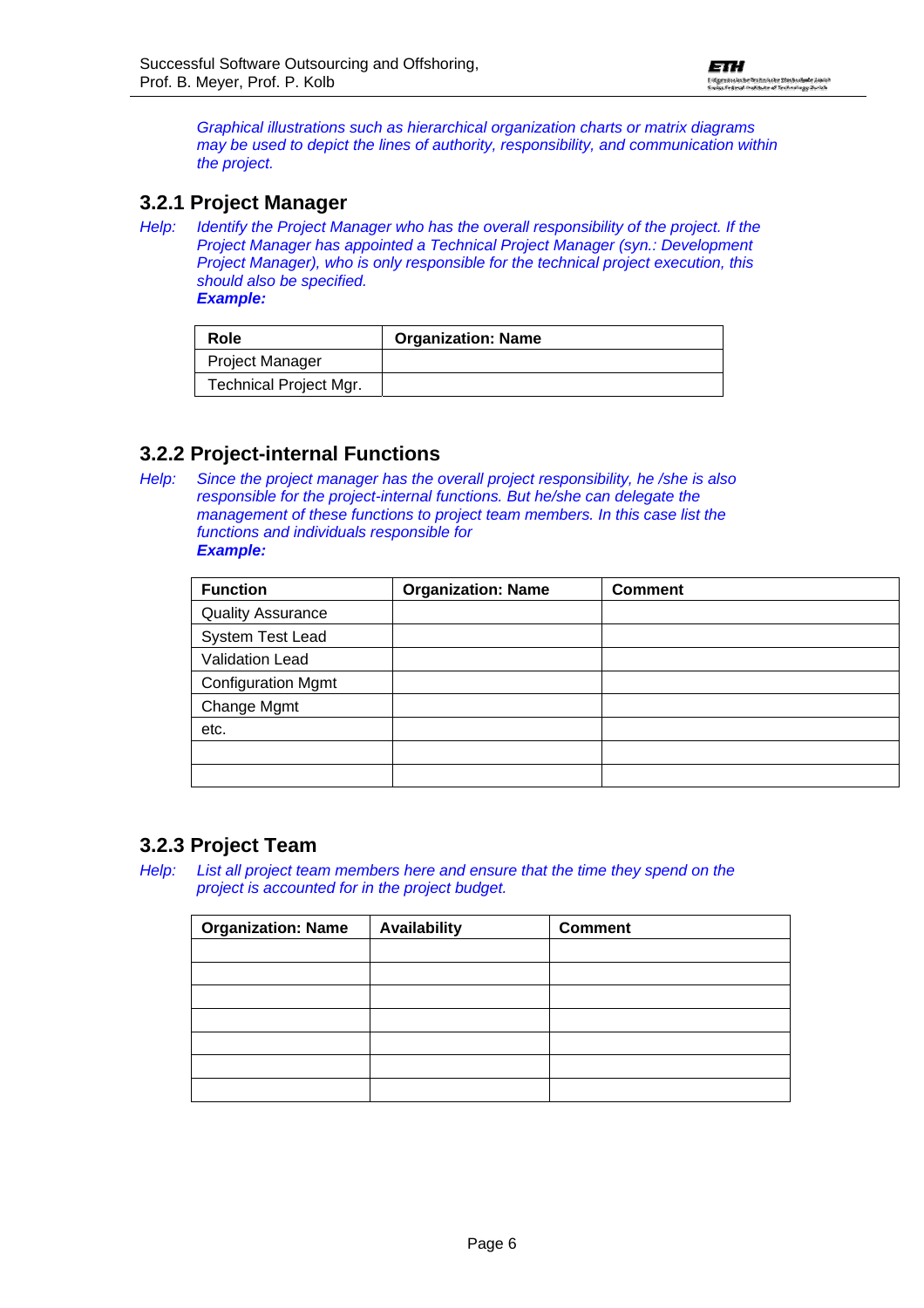*Graphical illustrations such as hierarchical organization charts or matrix diagrams may be used to depict the lines of authority, responsibility, and communication within the project.*

### 3.2.1 Project Manager

*Help: Identify the Project Manager who has the overall responsibility of the project. If the Project Manager has appointed a Technical Project Manager (syn.: Development Project Manager), who is only responsible for the technical project execution, this should also be specified.*
***Example:***

| Role | Organization: Name |
| --- | --- |
| Project Manager | |
| Technical Project Mgr. | |

### 3.2.2 Project-internal Functions

*Help: Since the project manager has the overall project responsibility, he /she is also responsible for the project-internal functions. But he/she can delegate the management of these functions to project team members. In this case list the functions and individuals responsible for*
***Example:***

| Function | Organization: Name | Comment |
| --- | --- | --- |
| Quality Assurance | | |
| System Test Lead | | |
| Validation Lead | | |
| Configuration Mgmt | | |
| Change Mgmt | | |
| etc. | | |
| | | |
| | | |

### 3.2.3 Project Team

*Help: List all project team members here and ensure that the time they spend on the project is accounted for in the project budget.*

| Organization: Name | Availability | Comment |
| --- | --- | --- |
| | | |
| | | |
| | | |
| | | |
| | | |
| | | |
| | | |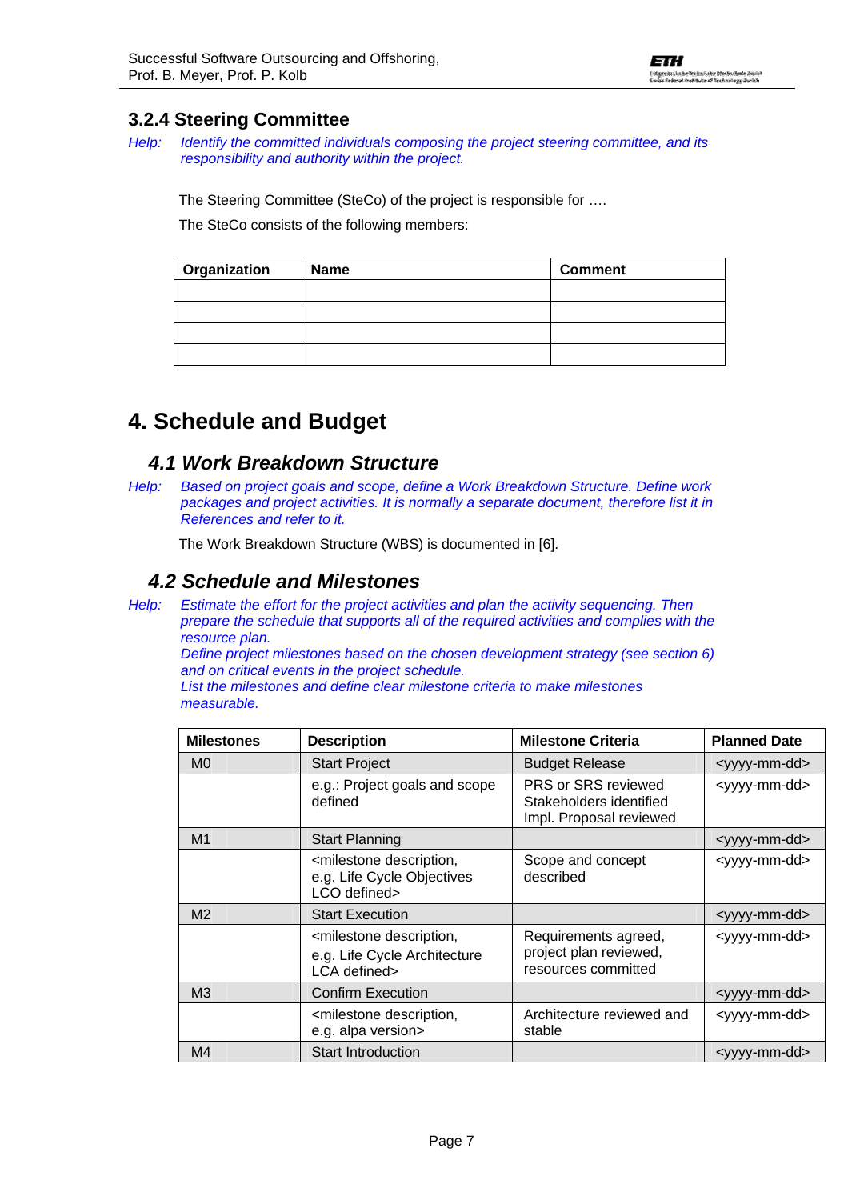### 3.2.4 Steering Committee

*Help: Identify the committed individuals composing the project steering committee, and its responsibility and authority within the project.*

The Steering Committee (SteCo) of the project is responsible for ….

The SteCo consists of the following members:

| Organization | Name | Comment |
|---|---|---|
| | | |
| | | |
| | | |
| | | |

# 4. Schedule and Budget

## 4.1 Work Breakdown Structure

*Help: Based on project goals and scope, define a Work Breakdown Structure. Define work packages and project activities. It is normally a separate document, therefore list it in References and refer to it.*

The Work Breakdown Structure (WBS) is documented in [6].

## 4.2 Schedule and Milestones

*Help: Estimate the effort for the project activities and plan the activity sequencing. Then prepare the schedule that supports all of the required activities and complies with the resource plan.*
*Define project milestones based on the chosen development strategy (see section 6) and on critical events in the project schedule.*
*List the milestones and define clear milestone criteria to make milestones measurable.*

| Milestones | Description | Milestone Criteria | Planned Date |
|---|---|---|---|
| M0 | Start Project | Budget Release | <yyyy-mm-dd> |
| | e.g.: Project goals and scope defined | PRS or SRS reviewed<br>Stakeholders identified<br>Impl. Proposal reviewed | <yyyy-mm-dd> |
| M1 | Start Planning | | <yyyy-mm-dd> |
| | <milestone description, e.g. Life Cycle Objectives LCO defined> | Scope and concept described | <yyyy-mm-dd> |
| M2 | Start Execution | | <yyyy-mm-dd> |
| | <milestone description, e.g. Life Cycle Architecture LCA defined> | Requirements agreed, project plan reviewed, resources committed | <yyyy-mm-dd> |
| M3 | Confirm Execution | | <yyyy-mm-dd> |
| | <milestone description, e.g. alpa version> | Architecture reviewed and stable | <yyyy-mm-dd> |
| M4 | Start Introduction | | <yyyy-mm-dd> |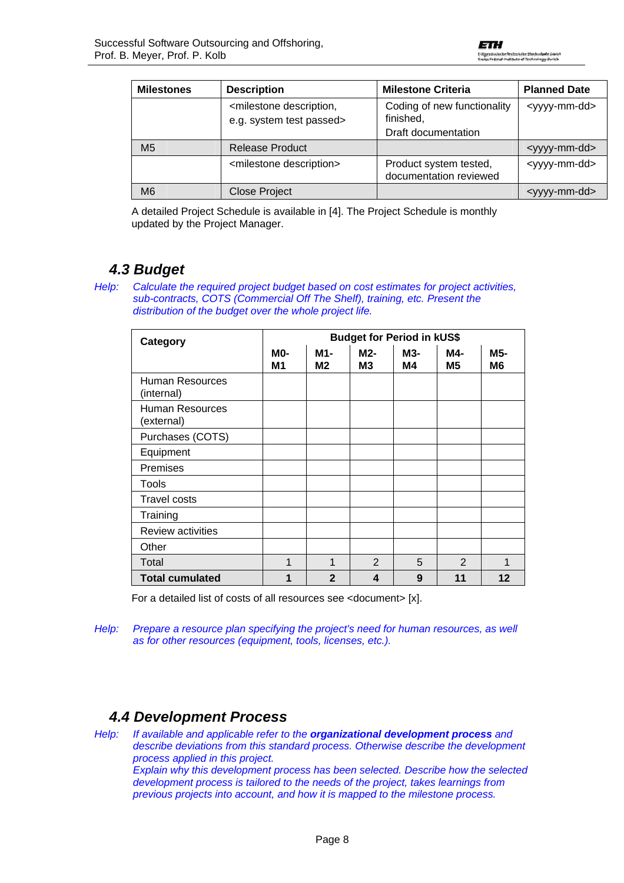| Milestones | Description | Milestone Criteria | Planned Date |
|---|---|---|---|
| | <milestone description, e.g. system test passed> | Coding of new functionality finished, Draft documentation | <yyyy-mm-dd> |
| M5 | Release Product | | <yyyy-mm-dd> |
| | <milestone description> | Product system tested, documentation reviewed | <yyyy-mm-dd> |
| M6 | Close Project | | <yyyy-mm-dd> |

A detailed Project Schedule is available in [4]. The Project Schedule is monthly updated by the Project Manager.

## 4.3 Budget

*Help: Calculate the required project budget based on cost estimates for project activities, sub-contracts, COTS (Commercial Off The Shelf), training, etc. Present the distribution of the budget over the whole project life.*

| **Category** | **Budget for Period in kUS$** | | | | | |
|---|---|---|---|---|---|---|
| | **M0-M1** | **M1-M2** | **M2-M3** | **M3-M4** | **M4-M5** | **M5-M6** |
| Human Resources (internal) | | | | | | |
| Human Resources (external) | | | | | | |
| Purchases (COTS) | | | | | | |
| Equipment | | | | | | |
| Premises | | | | | | |
| Tools | | | | | | |
| Travel costs | | | | | | |
| Training | | | | | | |
| Review activities | | | | | | |
| Other | | | | | | |
| Total | 1 | 1 | 2 | 5 | 2 | 1 |
| **Total cumulated** | **1** | **2** | **4** | **9** | **11** | **12** |

For a detailed list of costs of all resources see <document> [x].

*Help: Prepare a resource plan specifying the project's need for human resources, as well as for other resources (equipment, tools, licenses, etc.).*

## 4.4 Development Process

*Help: If available and applicable refer to the **organizational development process** and describe deviations from this standard process. Otherwise describe the development process applied in this project.*
*Explain why this development process has been selected. Describe how the selected development process is tailored to the needs of the project, takes learnings from previous projects into account, and how it is mapped to the milestone process.*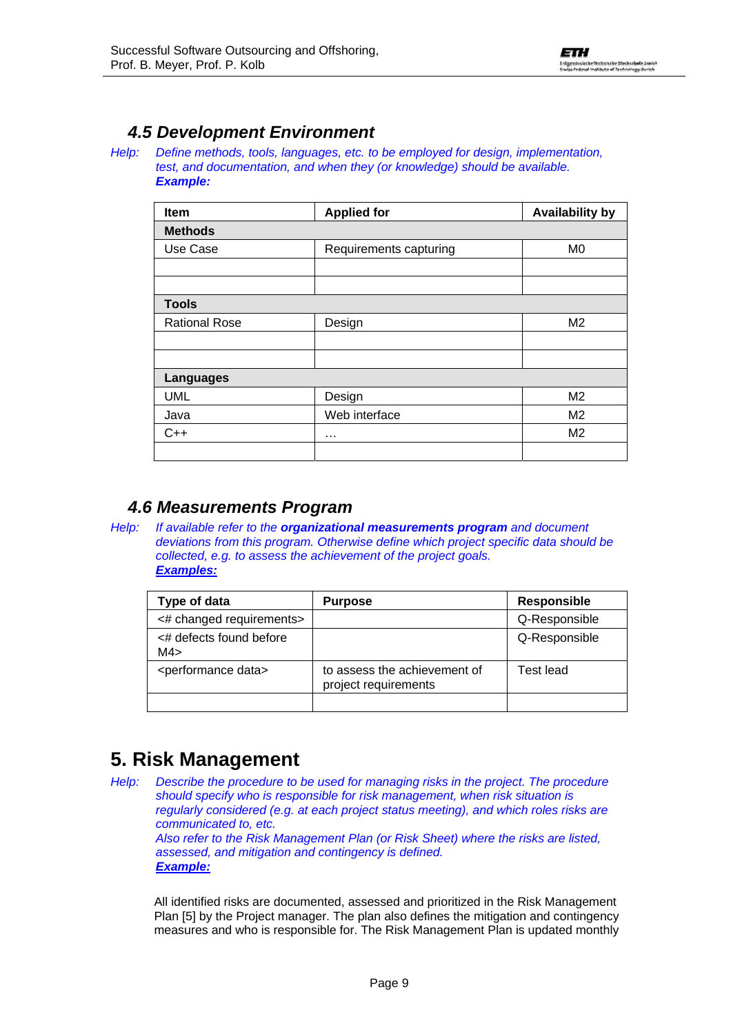### 4.5 Development Environment

*Help: Define methods, tools, languages, etc. to be employed for design, implementation, test, and documentation, and when they (or knowledge) should be available.*
***Example:***

| Item | Applied for | Availability by |
|---|---|---|
| **Methods** | | |
| Use Case | Requirements capturing | M0 |
| | | |
| | | |
| **Tools** | | |
| Rational Rose | Design | M2 |
| | | |
| | | |
| **Languages** | | |
| UML | Design | M2 |
| Java | Web interface | M2 |
| C++ | … | M2 |
| | | |

### 4.6 Measurements Program

*Help: If available refer to the **organizational measurements program** and document deviations from this program. Otherwise define which project specific data should be collected, e.g. to assess the achievement of the project goals.*
***Examples:***

| Type of data | Purpose | Responsible |
|---|---|---|
| <# changed requirements> | | Q-Responsible |
| <# defects found before M4> | | Q-Responsible |
| <performance data> | to assess the achievement of project requirements | Test lead |
| | | |

## 5. Risk Management

*Help: Describe the procedure to be used for managing risks in the project. The procedure should specify who is responsible for risk management, when risk situation is regularly considered (e.g. at each project status meeting), and which roles risks are communicated to, etc.*
*Also refer to the Risk Management Plan (or Risk Sheet) where the risks are listed, assessed, and mitigation and contingency is defined.*
***Example:***

All identified risks are documented, assessed and prioritized in the Risk Management Plan [5] by the Project manager. The plan also defines the mitigation and contingency measures and who is responsible for. The Risk Management Plan is updated monthly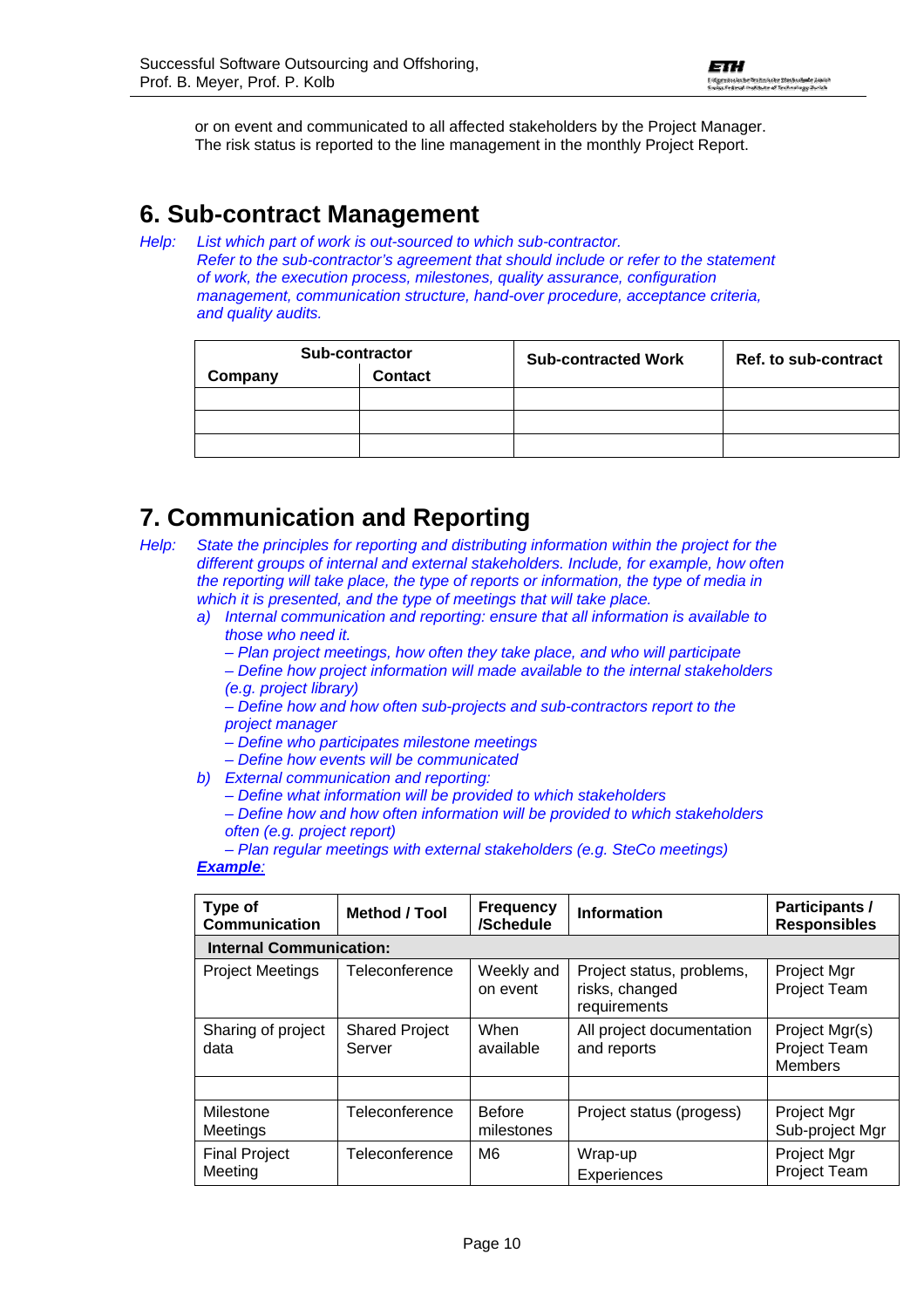or on event and communicated to all affected stakeholders by the Project Manager. The risk status is reported to the line management in the monthly Project Report.

# 6. Sub-contract Management

*Help: List which part of work is out-sourced to which sub-contractor.*
*Refer to the sub-contractor's agreement that should include or refer to the statement of work, the execution process, milestones, quality assurance, configuration management, communication structure, hand-over procedure, acceptance criteria, and quality audits.*

| Sub-contractor | | Sub-contracted Work | Ref. to sub-contract |
|---|---|---|---|
| **Company** | **Contact** | | |
| | | | |
| | | | |
| | | | |

# 7. Communication and Reporting

*Help: State the principles for reporting and distributing information within the project for the different groups of internal and external stakeholders. Include, for example, how often the reporting will take place, the type of reports or information, the type of media in which it is presented, and the type of meetings that will take place.*

*a) Internal communication and reporting: ensure that all information is available to those who need it.*
*– Plan project meetings, how often they take place, and who will participate*
*– Define how project information will made available to the internal stakeholders (e.g. project library)*
*– Define how and how often sub-projects and sub-contractors report to the project manager*
*– Define who participates milestone meetings*
*– Define how events will be communicated*

*b) External communication and reporting:*
*– Define what information will be provided to which stakeholders*
*– Define how and how often information will be provided to which stakeholders often (e.g. project report)*
*– Plan regular meetings with external stakeholders (e.g. SteCo meetings)*

***Example**:*

| Type of Communication | Method / Tool | Frequency /Schedule | Information | Participants / Responsibles |
|---|---|---|---|---|
| **Internal Communication:** | | | | |
| Project Meetings | Teleconference | Weekly and on event | Project status, problems, risks, changed requirements | Project Mgr<br>Project Team |
| Sharing of project data | Shared Project Server | When available | All project documentation and reports | Project Mgr(s)<br>Project Team Members |
| | | | | |
| Milestone Meetings | Teleconference | Before milestones | Project status (progess) | Project Mgr<br>Sub-project Mgr |
| Final Project Meeting | Teleconference | M6 | Wrap-up Experiences | Project Mgr<br>Project Team |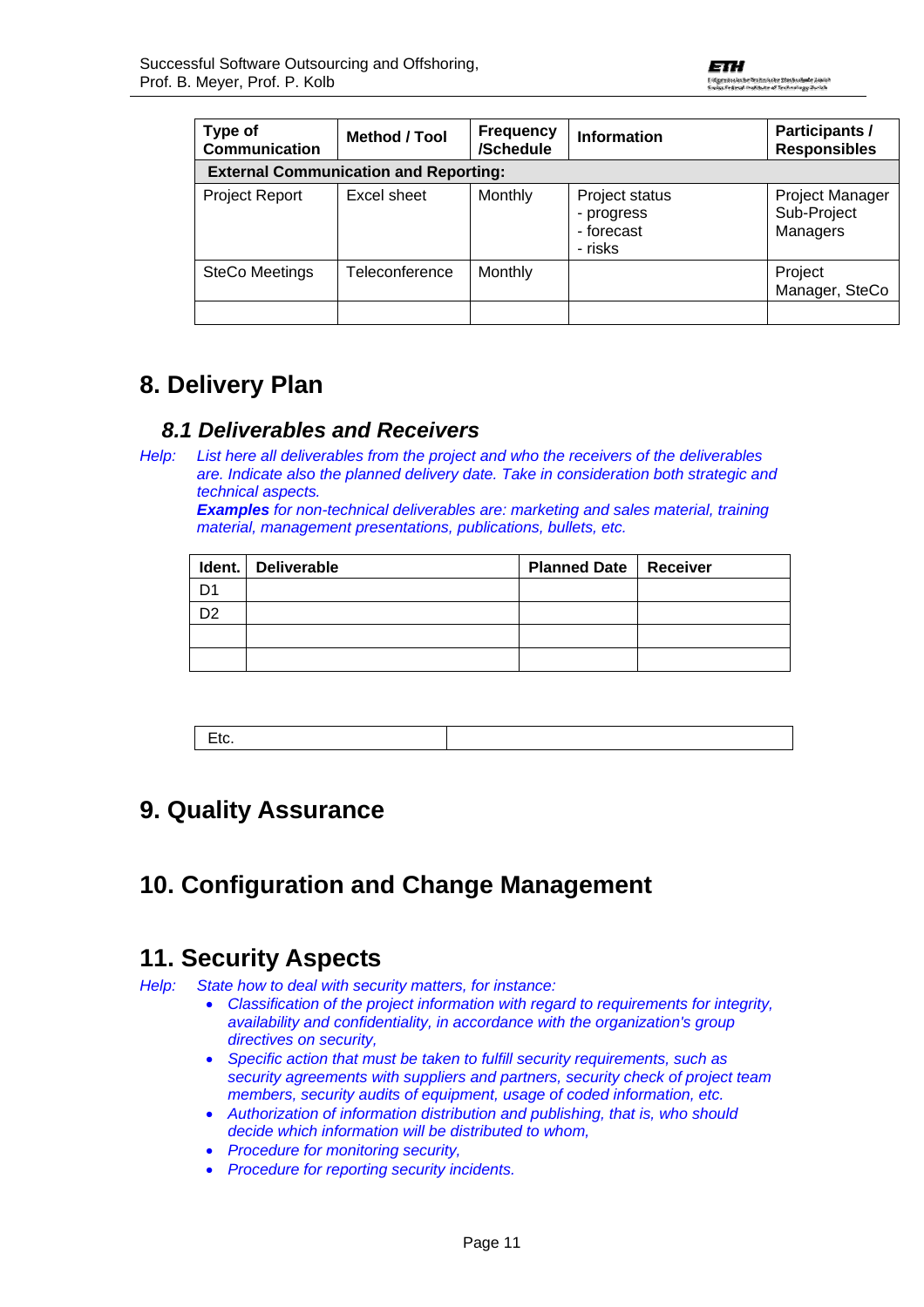| Type of Communication | Method / Tool | Frequency /Schedule | Information | Participants / Responsibles |
|---|---|---|---|---|
| **External Communication and Reporting:** | | | | |
| Project Report | Excel sheet | Monthly | Project status<br>- progress<br>- forecast<br>- risks | Project Manager<br>Sub-Project Managers |
| SteCo Meetings | Teleconference | Monthly | | Project Manager, SteCo |
| | | | | |

# 8. Delivery Plan

## *8.1 Deliverables and Receivers*

*Help: List here all deliverables from the project and who the receivers of the deliverables are. Indicate also the planned delivery date. Take in consideration both strategic and technical aspects.*
***Examples** for non-technical deliverables are: marketing and sales material, training material, management presentations, publications, bullets, etc.*

| Ident. | Deliverable | Planned Date | Receiver |
|---|---|---|---|
| D1 | | | |
| D2 | | | |
| | | | |
| | | | |

| Etc. | |
|---|---|

# 9. Quality Assurance

# 10. Configuration and Change Management

# 11. Security Aspects

*Help: State how to deal with security matters, for instance:*

- *Classification of the project information with regard to requirements for integrity, availability and confidentiality, in accordance with the organization's group directives on security,*
- *Specific action that must be taken to fulfill security requirements, such as security agreements with suppliers and partners, security check of project team members, security audits of equipment, usage of coded information, etc.*
- *Authorization of information distribution and publishing, that is, who should decide which information will be distributed to whom,*
- *Procedure for monitoring security,*
- *Procedure for reporting security incidents.*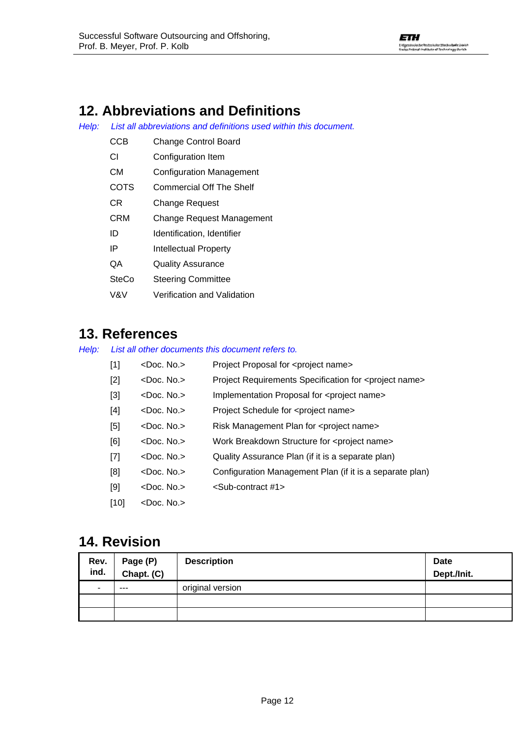## 12. Abbreviations and Definitions

*Help: List all abbreviations and definitions used within this document.*

| | |
|---|---|
| CCB | Change Control Board |
| CI | Configuration Item |
| CM | Configuration Management |
| COTS | Commercial Off The Shelf |
| CR | Change Request |
| CRM | Change Request Management |
| ID | Identification, Identifier |
| IP | Intellectual Property |
| QA | Quality Assurance |
| SteCo | Steering Committee |
| V&V | Verification and Validation |

## 13. References

*Help: List all other documents this document refers to.*

| | | |
|---|---|---|
| [1] | <Doc. No.> | Project Proposal for <project name> |
| [2] | <Doc. No.> | Project Requirements Specification for <project name> |
| [3] | <Doc. No.> | Implementation Proposal for <project name> |
| [4] | <Doc. No.> | Project Schedule for <project name> |
| [5] | <Doc. No.> | Risk Management Plan for <project name> |
| [6] | <Doc. No.> | Work Breakdown Structure for <project name> |
| [7] | <Doc. No.> | Quality Assurance Plan (if it is a separate plan) |
| [8] | <Doc. No.> | Configuration Management Plan (if it is a separate plan) |
| [9] | <Doc. No.> | <Sub-contract #1> |
| [10] | <Doc. No.> | |

## 14. Revision

| Rev. ind. | Page (P) Chapt. (C) | Description | Date Dept./Init. |
|---|---|---|---|
| - | --- | original version | |
| | | | |
| | | | |